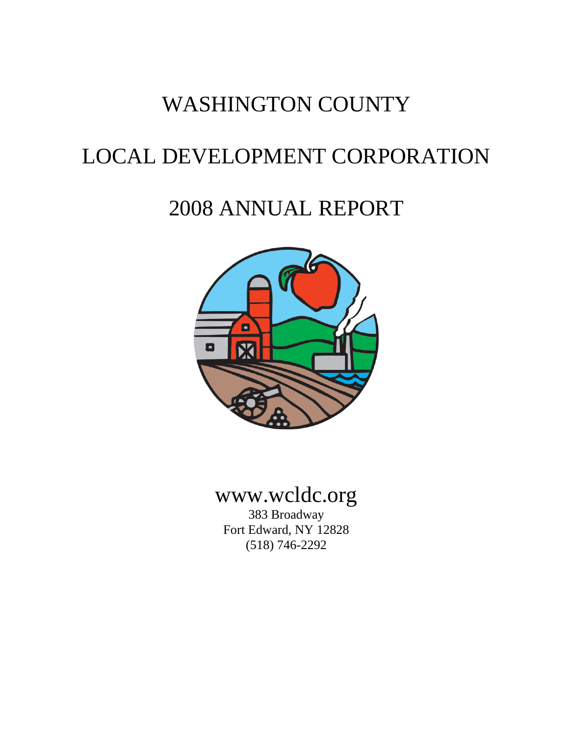# WASHINGTON COUNTY

# LOCAL DEVELOPMENT CORPORATION

# 2008 ANNUAL REPORT

www.wcldc.org

383 Broadway
Fort Edward, NY 12828
(518) 746-2292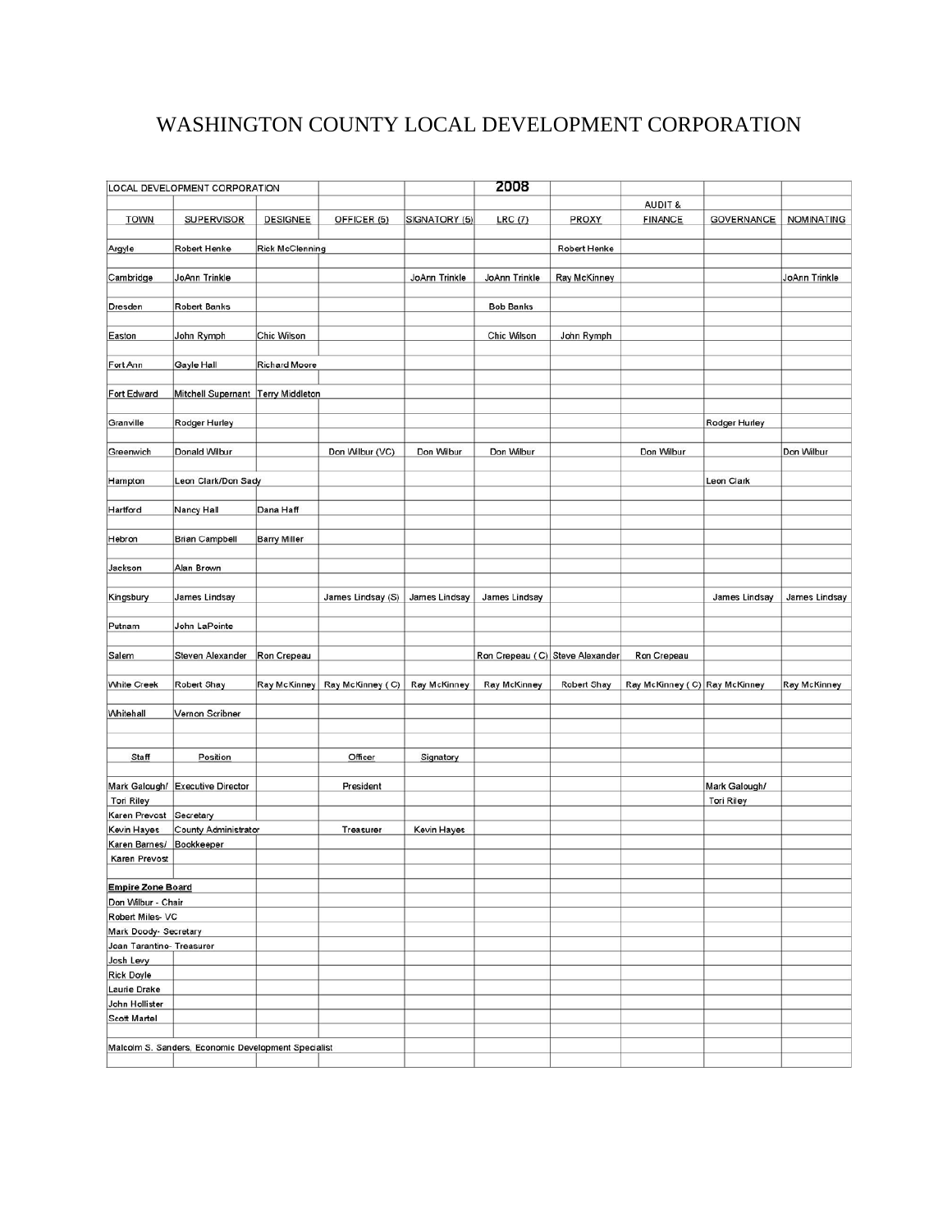# WASHINGTON COUNTY LOCAL DEVELOPMENT CORPORATION

| LOCAL DEVELOPMENT CORPORATION | | | | | 2008 | | | | |
|---|---|---|---|---|---|---|---|---|---|
| | | | | | | | AUDIT & | | |
| TOWN | SUPERVISOR | DESIGNEE | OFFICER (5) | SIGNATORY (5) | LRC (7) | PROXY | FINANCE | GOVERNANCE | NOMINATING |
| Argyle | Robert Henke | Rick McClenning | | | | Robert Henke | | | |
| Cambridge | JoAnn Trinkle | | | JoAnn Trinkle | JoAnn Trinkle | Ray McKinney | | | JoAnn Trinkle |
| Dresden | Robert Banks | | | | Bob Banks | | | | |
| Easton | John Rymph | Chic Wilson | | | Chic Wilson | John Rymph | | | |
| Fort Ann | Gayle Hall | Richard Moore | | | | | | | |
| Fort Edward | Mitchell Supernant | Terry Middleton | | | | | | | |
| Granville | Rodger Hurley | | | | | | | Rodger Hurley | |
| Greenwich | Donald Wilbur | | Don Wilbur (VC) | Don Wilbur | Don Wilbur | | Don Wilbur | | Don Wilbur |
| Hampton | Leon Clark/Don Sady | | | | | | | Leon Clark | |
| Hartford | Nancy Hall | Dana Haff | | | | | | | |
| Hebron | Brian Campbell | Barry Miller | | | | | | | |
| Jackson | Alan Brown | | | | | | | | |
| Kingsbury | James Lindsay | | James Lindsay (S) | James Lindsay | James Lindsay | | | James Lindsay | James Lindsay |
| Putnam | John LaPointe | | | | | | | | |
| Salem | Steven Alexander | Ron Crepeau | | | Ron Crepeau ( C) | Steve Alexander | Ron Crepeau | | |
| White Creek | Robert Shay | Ray McKinney | Ray McKinney ( C) | Ray McKinney | Ray McKinney | Robert Shay | Ray McKinney ( C) | Ray McKinney | Ray McKinney |
| Whitehall | Vernon Scribner | | | | | | | | |
| | | | | | | | | | |
| Staff | Position | | Officer | Signatory | | | | | |
| Mark Galough/ Tori Riley | Executive Director | | President | | | | | Mark Galough/ Tori Riley | |
| Karen Prevost | Secretary | | | | | | | | |
| Kevin Hayes | County Administrator | | Treasurer | Kevin Hayes | | | | | |
| Karen Barnes/ Karen Prevost | Bookkeeper | | | | | | | | |
| | | | | | | | | | |
| **Empire Zone Board** | | | | | | | | | |
| Don Wilbur - Chair | | | | | | | | | |
| Robert Miles- VC | | | | | | | | | |
| Mark Doody- Secretary | | | | | | | | | |
| Joan Tarantino- Treasurer | | | | | | | | | |
| Josh Levy | | | | | | | | | |
| Rick Doyle | | | | | | | | | |
| Laurie Drake | | | | | | | | | |
| John Hollister | | | | | | | | | |
| Scott Martel | | | | | | | | | |
| | | | | | | | | | |
| Malcolm S. Sanders, Economic Development Specialist | | | | | | | | | |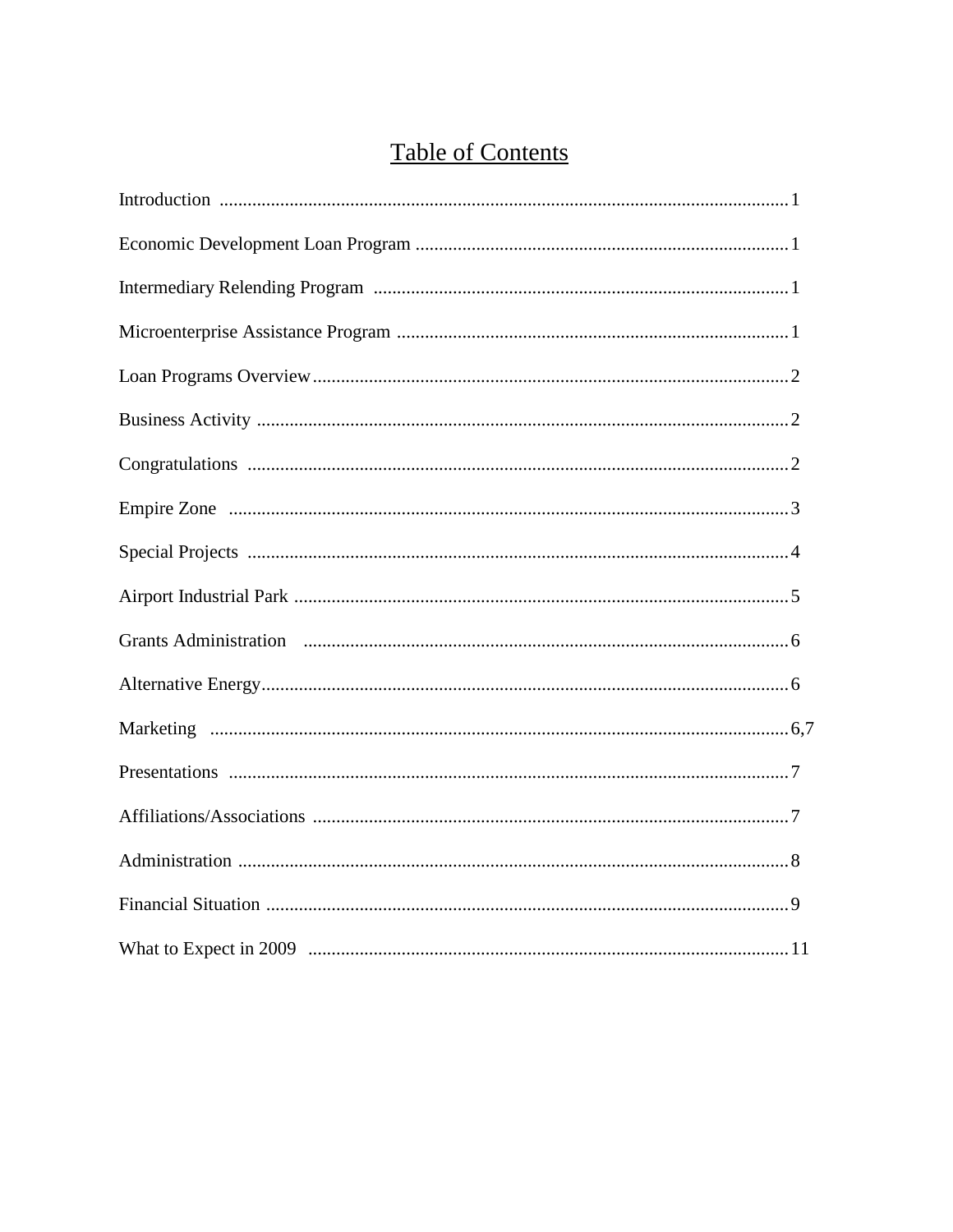# Table of Contents

Introduction ........................................................................................................................ 1

Economic Development Loan Program ............................................................................... 1

Intermediary Relending Program ........................................................................................ 1

Microenterprise Assistance Program ................................................................................... 1

Loan Programs Overview..................................................................................................... 2

Business Activity ................................................................................................................. 2

Congratulations ................................................................................................................... 2

Empire Zone ....................................................................................................................... 3

Special Projects ................................................................................................................... 4

Airport Industrial Park ......................................................................................................... 5

Grants Administration ....................................................................................................... 6

Alternative Energy................................................................................................................ 6

Marketing ........................................................................................................................... 6,7

Presentations ....................................................................................................................... 7

Affiliations/Associations ..................................................................................................... 7

Administration ..................................................................................................................... 8

Financial Situation ............................................................................................................... 9

What to Expect in 2009 ...................................................................................................... 11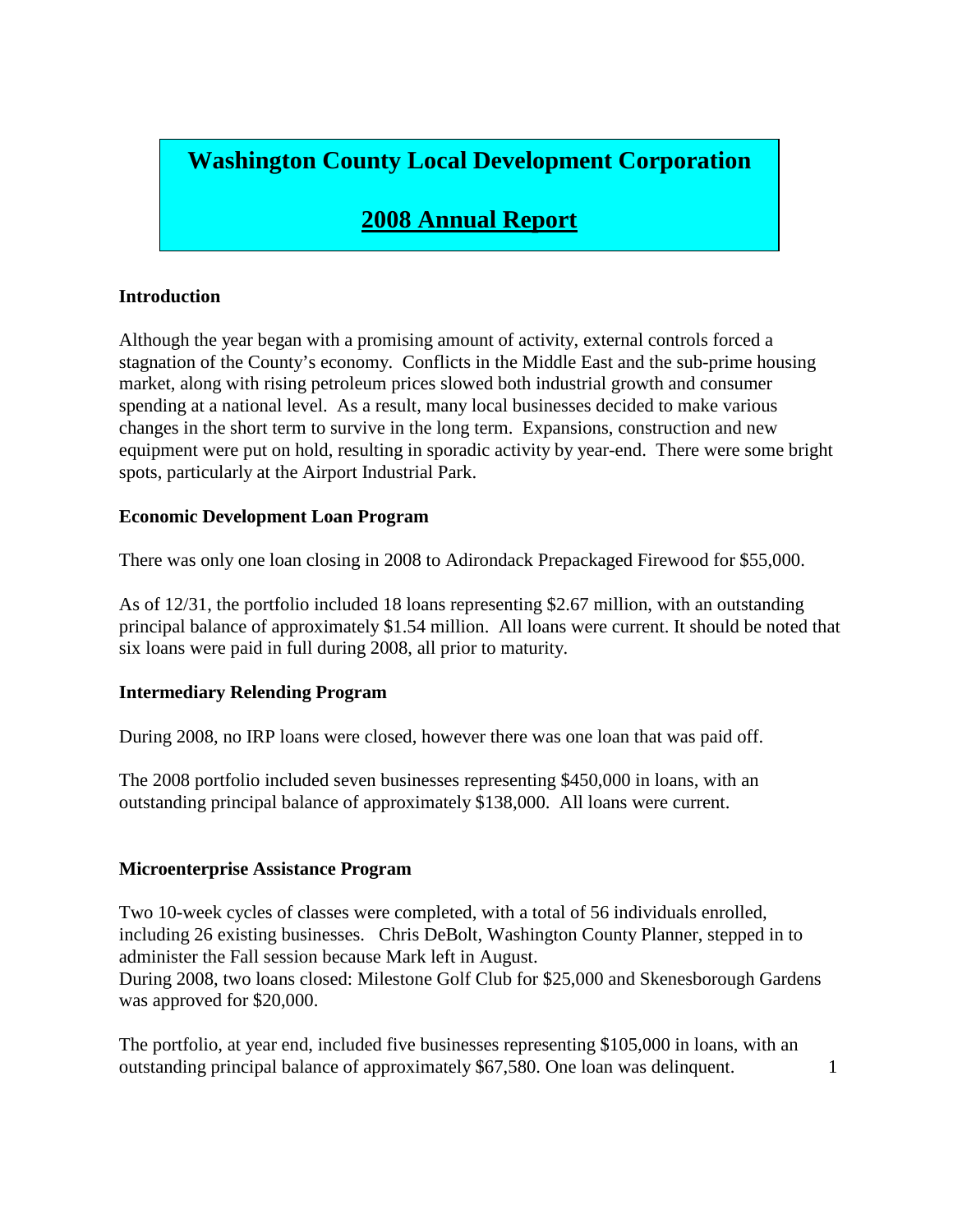# Washington County Local Development Corporation

## 2008 Annual Report

### Introduction

Although the year began with a promising amount of activity, external controls forced a stagnation of the County's economy. Conflicts in the Middle East and the sub-prime housing market, along with rising petroleum prices slowed both industrial growth and consumer spending at a national level. As a result, many local businesses decided to make various changes in the short term to survive in the long term. Expansions, construction and new equipment were put on hold, resulting in sporadic activity by year-end. There were some bright spots, particularly at the Airport Industrial Park.

### Economic Development Loan Program

There was only one loan closing in 2008 to Adirondack Prepackaged Firewood for $55,000.

As of 12/31, the portfolio included 18 loans representing $2.67 million, with an outstanding principal balance of approximately $1.54 million. All loans were current. It should be noted that six loans were paid in full during 2008, all prior to maturity.

### Intermediary Relending Program

During 2008, no IRP loans were closed, however there was one loan that was paid off.

The 2008 portfolio included seven businesses representing $450,000 in loans, with an outstanding principal balance of approximately $138,000. All loans were current.

### Microenterprise Assistance Program

Two 10-week cycles of classes were completed, with a total of 56 individuals enrolled, including 26 existing businesses. Chris DeBolt, Washington County Planner, stepped in to administer the Fall session because Mark left in August.
During 2008, two loans closed: Milestone Golf Club for $25,000 and Skenesborough Gardens was approved for $20,000.

The portfolio, at year end, included five businesses representing $105,000 in loans, with an outstanding principal balance of approximately $67,580. One loan was delinquent.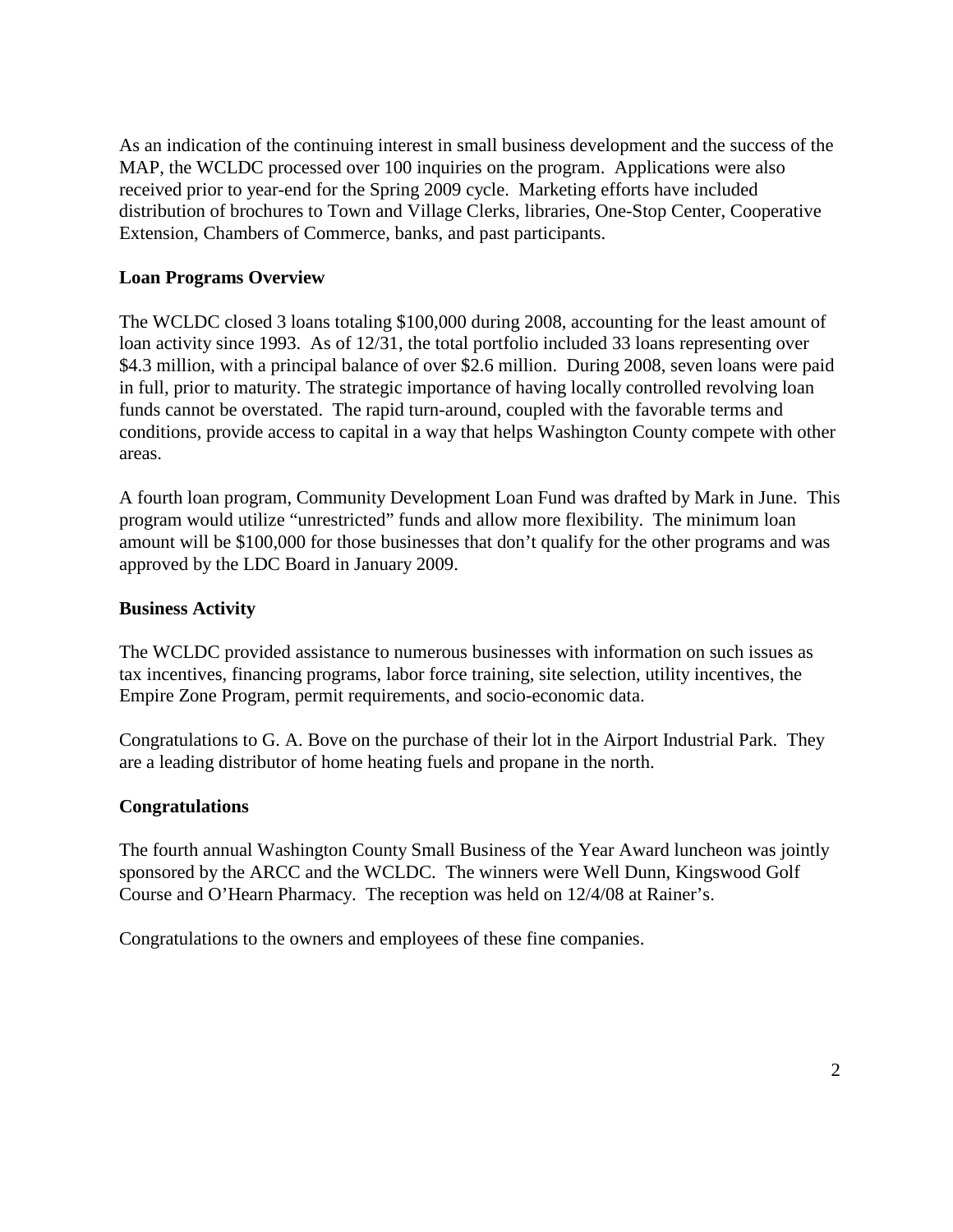As an indication of the continuing interest in small business development and the success of the MAP, the WCLDC processed over 100 inquiries on the program. Applications were also received prior to year-end for the Spring 2009 cycle. Marketing efforts have included distribution of brochures to Town and Village Clerks, libraries, One-Stop Center, Cooperative Extension, Chambers of Commerce, banks, and past participants.

**Loan Programs Overview**

The WCLDC closed 3 loans totaling $100,000 during 2008, accounting for the least amount of loan activity since 1993. As of 12/31, the total portfolio included 33 loans representing over $4.3 million, with a principal balance of over $2.6 million. During 2008, seven loans were paid in full, prior to maturity. The strategic importance of having locally controlled revolving loan funds cannot be overstated. The rapid turn-around, coupled with the favorable terms and conditions, provide access to capital in a way that helps Washington County compete with other areas.

A fourth loan program, Community Development Loan Fund was drafted by Mark in June. This program would utilize "unrestricted" funds and allow more flexibility. The minimum loan amount will be $100,000 for those businesses that don't qualify for the other programs and was approved by the LDC Board in January 2009.

**Business Activity**

The WCLDC provided assistance to numerous businesses with information on such issues as tax incentives, financing programs, labor force training, site selection, utility incentives, the Empire Zone Program, permit requirements, and socio-economic data.

Congratulations to G. A. Bove on the purchase of their lot in the Airport Industrial Park. They are a leading distributor of home heating fuels and propane in the north.

**Congratulations**

The fourth annual Washington County Small Business of the Year Award luncheon was jointly sponsored by the ARCC and the WCLDC. The winners were Well Dunn, Kingswood Golf Course and O'Hearn Pharmacy. The reception was held on 12/4/08 at Rainer's.

Congratulations to the owners and employees of these fine companies.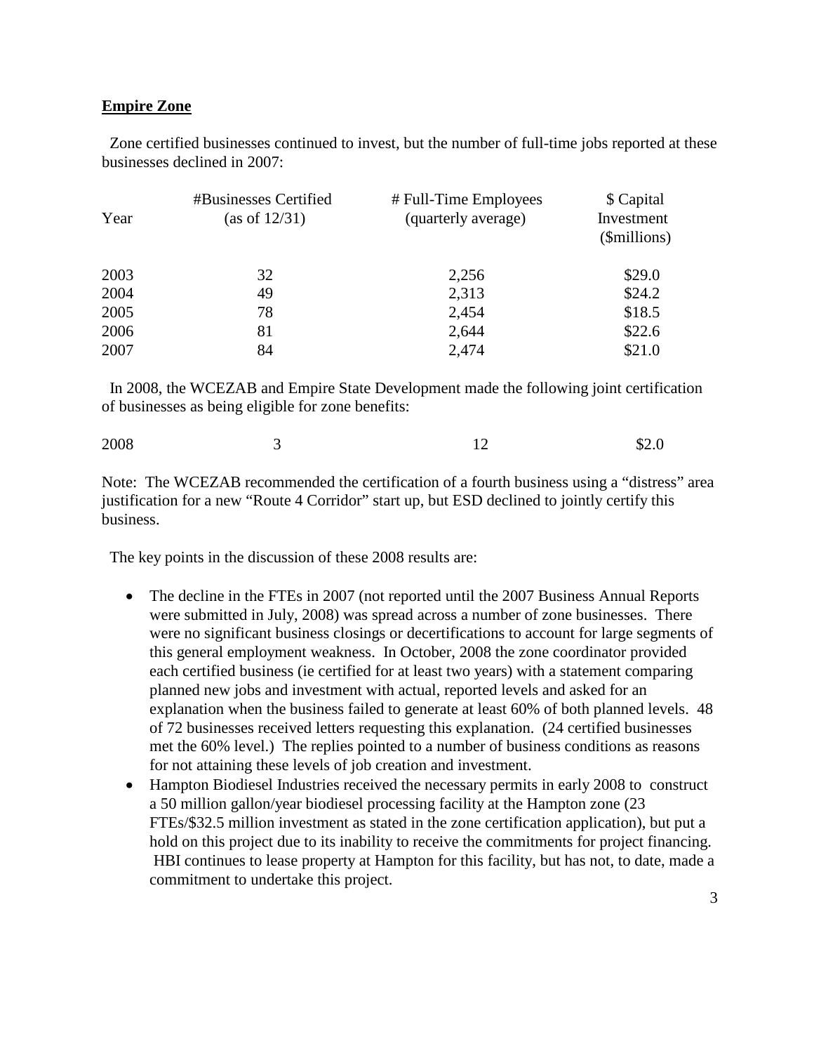**Empire Zone**

Zone certified businesses continued to invest, but the number of full-time jobs reported at these businesses declined in 2007:

| Year | #Businesses Certified (as of 12/31) | # Full-Time Employees (quarterly average) | $ Capital Investment ($millions) |
|---|---|---|---|
| 2003 | 32 | 2,256 | $29.0 |
| 2004 | 49 | 2,313 | $24.2 |
| 2005 | 78 | 2,454 | $18.5 |
| 2006 | 81 | 2,644 | $22.6 |
| 2007 | 84 | 2,474 | $21.0 |

In 2008, the WCEZAB and Empire State Development made the following joint certification of businesses as being eligible for zone benefits:

| | | | |
|---|---|---|---|
| 2008 | 3 | 12 | $2.0 |

Note: The WCEZAB recommended the certification of a fourth business using a "distress" area justification for a new "Route 4 Corridor" start up, but ESD declined to jointly certify this business.

The key points in the discussion of these 2008 results are:

- The decline in the FTEs in 2007 (not reported until the 2007 Business Annual Reports were submitted in July, 2008) was spread across a number of zone businesses. There were no significant business closings or decertifications to account for large segments of this general employment weakness. In October, 2008 the zone coordinator provided each certified business (ie certified for at least two years) with a statement comparing planned new jobs and investment with actual, reported levels and asked for an explanation when the business failed to generate at least 60% of both planned levels. 48 of 72 businesses received letters requesting this explanation. (24 certified businesses met the 60% level.) The replies pointed to a number of business conditions as reasons for not attaining these levels of job creation and investment.
- Hampton Biodiesel Industries received the necessary permits in early 2008 to construct a 50 million gallon/year biodiesel processing facility at the Hampton zone (23 FTEs/$32.5 million investment as stated in the zone certification application), but put a hold on this project due to its inability to receive the commitments for project financing. HBI continues to lease property at Hampton for this facility, but has not, to date, made a commitment to undertake this project.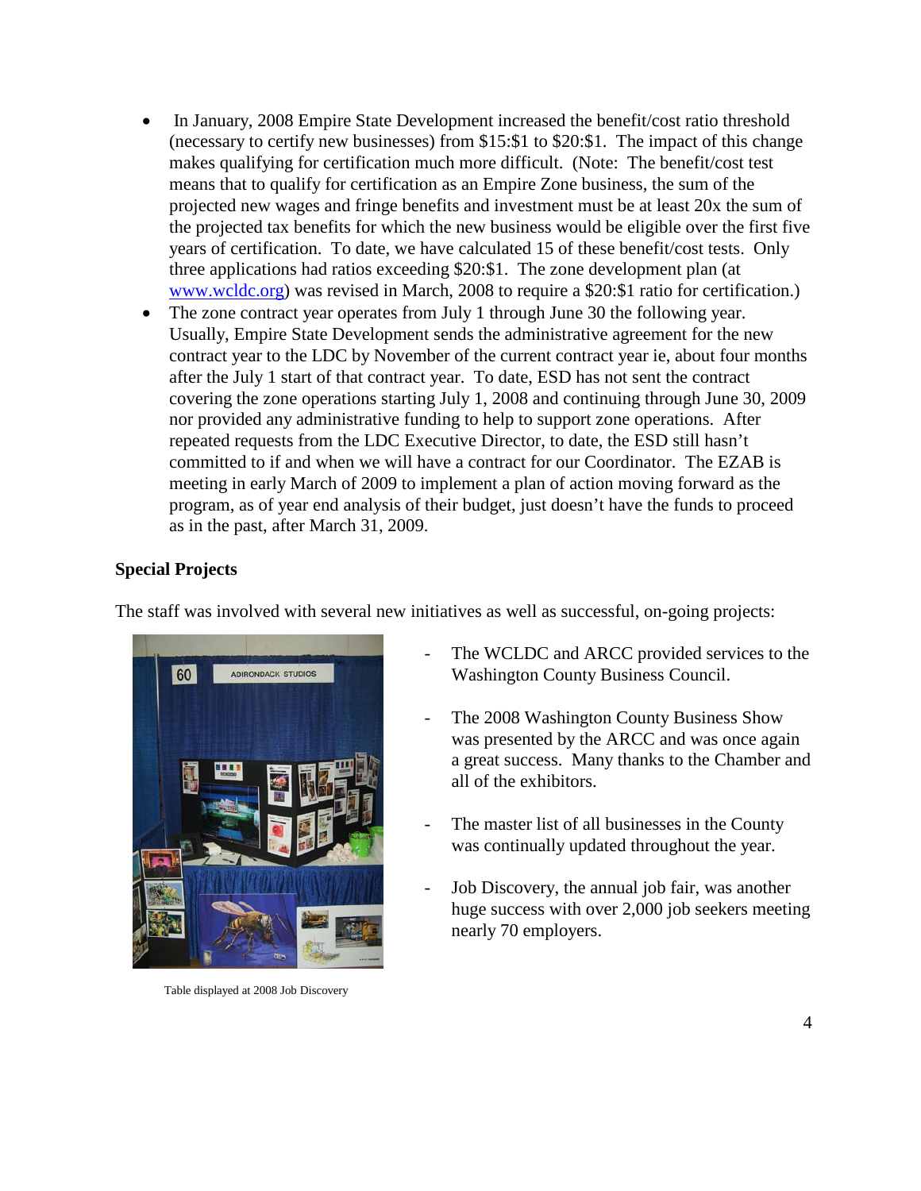- In January, 2008 Empire State Development increased the benefit/cost ratio threshold (necessary to certify new businesses) from $15:$1 to $20:$1. The impact of this change makes qualifying for certification much more difficult. (Note: The benefit/cost test means that to qualify for certification as an Empire Zone business, the sum of the projected new wages and fringe benefits and investment must be at least 20x the sum of the projected tax benefits for which the new business would be eligible over the first five years of certification. To date, we have calculated 15 of these benefit/cost tests. Only three applications had ratios exceeding $20:$1. The zone development plan (at [www.wcldc.org](http://www.wcldc.org)) was revised in March, 2008 to require a $20:$1 ratio for certification.)
- The zone contract year operates from July 1 through June 30 the following year. Usually, Empire State Development sends the administrative agreement for the new contract year to the LDC by November of the current contract year ie, about four months after the July 1 start of that contract year. To date, ESD has not sent the contract covering the zone operations starting July 1, 2008 and continuing through June 30, 2009 nor provided any administrative funding to help to support zone operations. After repeated requests from the LDC Executive Director, to date, the ESD still hasn't committed to if and when we will have a contract for our Coordinator. The EZAB is meeting in early March of 2009 to implement a plan of action moving forward as the program, as of year end analysis of their budget, just doesn't have the funds to proceed as in the past, after March 31, 2009.

**Special Projects**

The staff was involved with several new initiatives as well as successful, on-going projects:

- The WCLDC and ARCC provided services to the Washington County Business Council.
- The 2008 Washington County Business Show was presented by the ARCC and was once again a great success. Many thanks to the Chamber and all of the exhibitors.
- The master list of all businesses in the County was continually updated throughout the year.
- Job Discovery, the annual job fair, was another huge success with over 2,000 job seekers meeting nearly 70 employers.

Table displayed at 2008 Job Discovery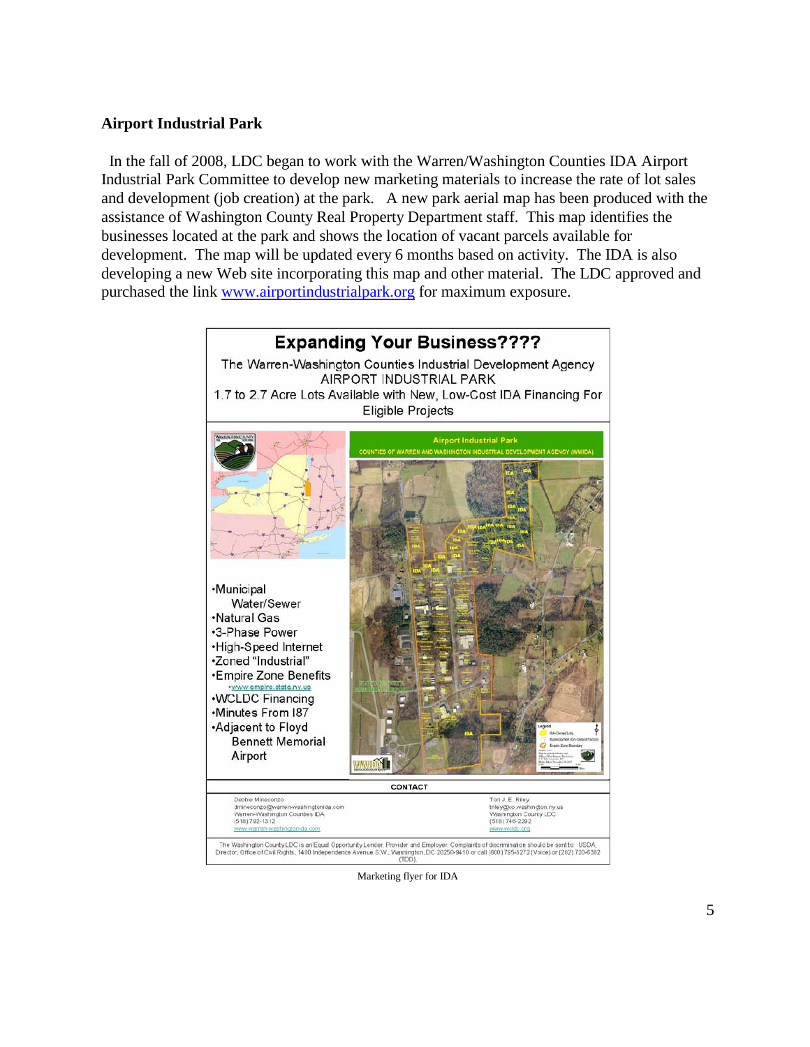**Airport Industrial Park**

In the fall of 2008, LDC began to work with the Warren/Washington Counties IDA Airport Industrial Park Committee to develop new marketing materials to increase the rate of lot sales and development (job creation) at the park. A new park aerial map has been produced with the assistance of Washington County Real Property Department staff. This map identifies the businesses located at the park and shows the location of vacant parcels available for development. The map will be updated every 6 months based on activity. The IDA is also developing a new Web site incorporating this map and other material. The LDC approved and purchased the link www.airportindustrialpark.org for maximum exposure.

**Expanding Your Business????**

The Warren-Washington Counties Industrial Development Agency
AIRPORT INDUSTRIAL PARK
1.7 to 2.7 Acre Lots Available with New, Low-Cost IDA Financing For Eligible Projects

- Municipal Water/Sewer
- Natural Gas
- 3-Phase Power
- High-Speed Internet
- Zoned "Industrial"
- Empire Zone Benefits
  - www.empire.state.ny.us
- WCLDC Financing
- Minutes From I87
- Adjacent to Floyd Bennett Memorial Airport

Airport Industrial Park
COUNTIES OF WARREN AND WASHINGTON INDUSTRIAL DEVELOPMENT AGENCY (WWIDA)

CONTACT

Debbie Mineconzo
dmineconzo@warren-washingtonida.com
Warren-Washington Counties IDA
(518) 792-1312
www.warren-washingtonida.com

Tori J. E. Riley
triley@co.washington.ny.us
Washington County LDC
(518) 746-2292
www.wcldc.org

The Washington County LDC is an Equal Opportunity Lender, Provider and Employer. Complaints of discrimination should be sent to: USDA, Director, Office of Civil Rights, 1400 Independence Avenue S.W., Washington, DC 20250-9410 or call (800) 795-3272 (Voice) or (202) 720-6382 (TDD).

Marketing flyer for IDA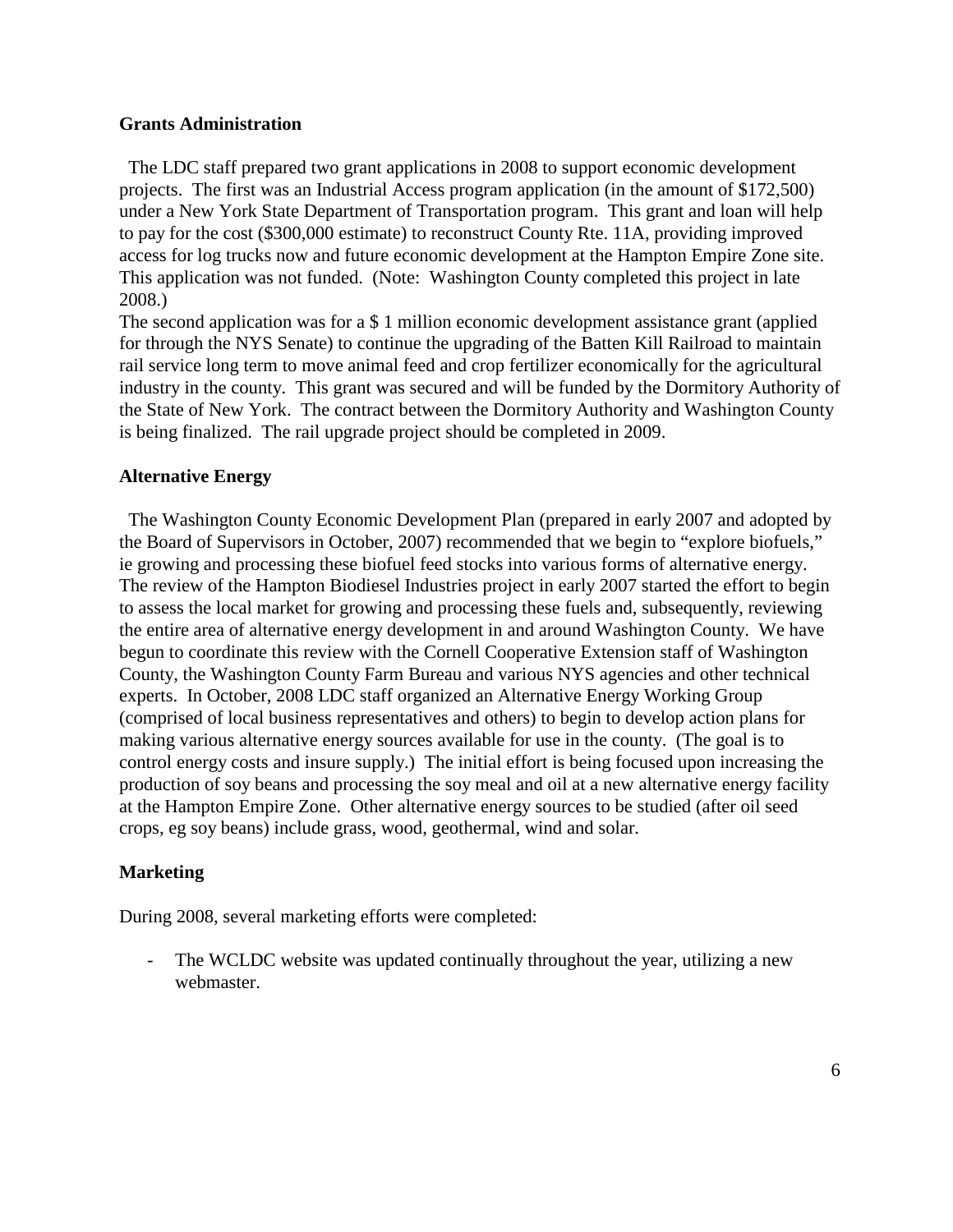**Grants Administration**

The LDC staff prepared two grant applications in 2008 to support economic development projects. The first was an Industrial Access program application (in the amount of $172,500) under a New York State Department of Transportation program. This grant and loan will help to pay for the cost ($300,000 estimate) to reconstruct County Rte. 11A, providing improved access for log trucks now and future economic development at the Hampton Empire Zone site. This application was not funded. (Note: Washington County completed this project in late 2008.)

The second application was for a $ 1 million economic development assistance grant (applied for through the NYS Senate) to continue the upgrading of the Batten Kill Railroad to maintain rail service long term to move animal feed and crop fertilizer economically for the agricultural industry in the county. This grant was secured and will be funded by the Dormitory Authority of the State of New York. The contract between the Dormitory Authority and Washington County is being finalized. The rail upgrade project should be completed in 2009.

**Alternative Energy**

The Washington County Economic Development Plan (prepared in early 2007 and adopted by the Board of Supervisors in October, 2007) recommended that we begin to "explore biofuels," ie growing and processing these biofuel feed stocks into various forms of alternative energy. The review of the Hampton Biodiesel Industries project in early 2007 started the effort to begin to assess the local market for growing and processing these fuels and, subsequently, reviewing the entire area of alternative energy development in and around Washington County. We have begun to coordinate this review with the Cornell Cooperative Extension staff of Washington County, the Washington County Farm Bureau and various NYS agencies and other technical experts. In October, 2008 LDC staff organized an Alternative Energy Working Group (comprised of local business representatives and others) to begin to develop action plans for making various alternative energy sources available for use in the county. (The goal is to control energy costs and insure supply.) The initial effort is being focused upon increasing the production of soy beans and processing the soy meal and oil at a new alternative energy facility at the Hampton Empire Zone. Other alternative energy sources to be studied (after oil seed crops, eg soy beans) include grass, wood, geothermal, wind and solar.

**Marketing**

During 2008, several marketing efforts were completed:

- The WCLDC website was updated continually throughout the year, utilizing a new webmaster.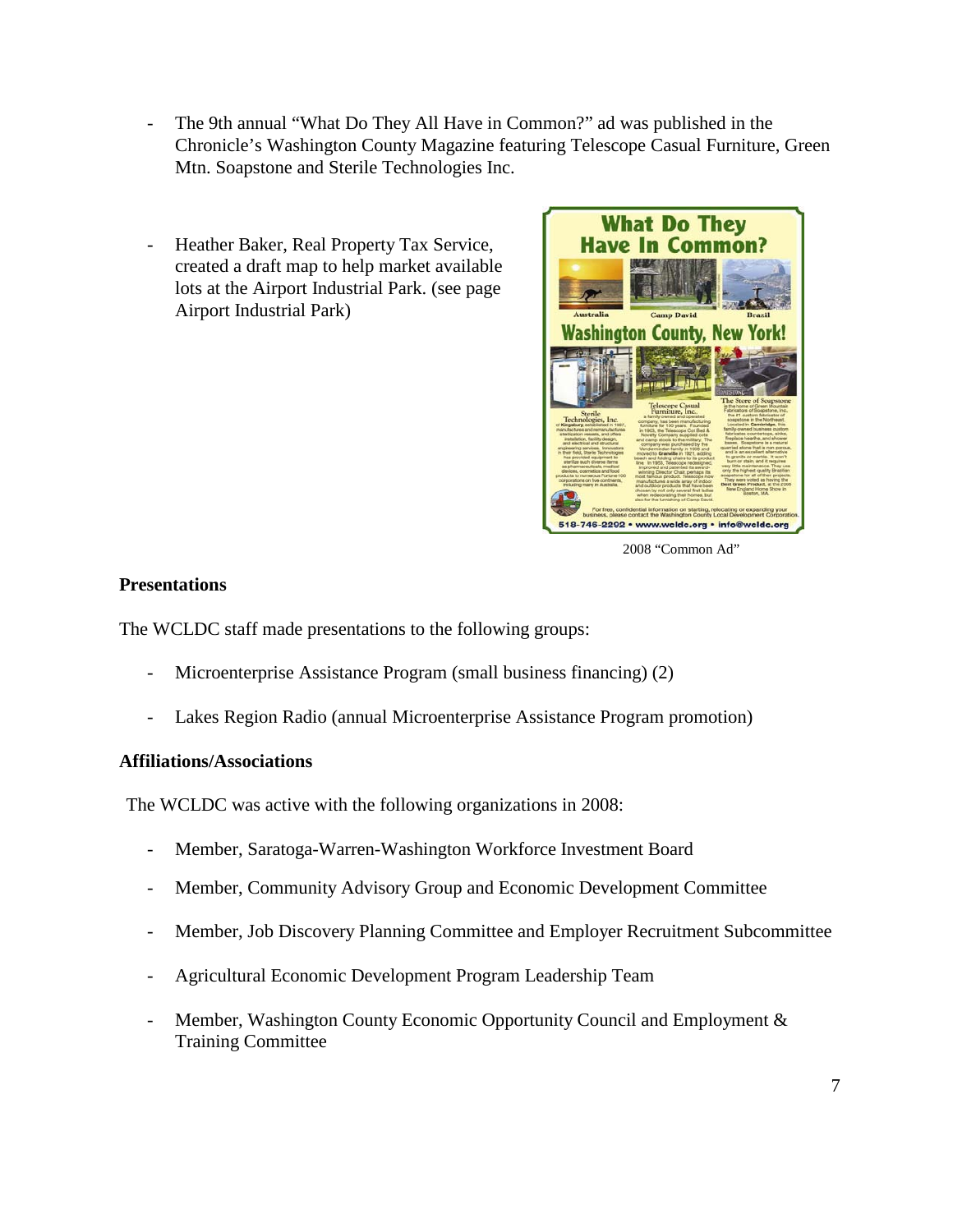- The 9th annual "What Do They All Have in Common?" ad was published in the Chronicle's Washington County Magazine featuring Telescope Casual Furniture, Green Mtn. Soapstone and Sterile Technologies Inc.

- Heather Baker, Real Property Tax Service, created a draft map to help market available lots at the Airport Industrial Park. (see page Airport Industrial Park)

2008 "Common Ad"

**Presentations**

The WCLDC staff made presentations to the following groups:

- Microenterprise Assistance Program (small business financing) (2)

- Lakes Region Radio (annual Microenterprise Assistance Program promotion)

**Affiliations/Associations**

The WCLDC was active with the following organizations in 2008:

- Member, Saratoga-Warren-Washington Workforce Investment Board

- Member, Community Advisory Group and Economic Development Committee

- Member, Job Discovery Planning Committee and Employer Recruitment Subcommittee

- Agricultural Economic Development Program Leadership Team

- Member, Washington County Economic Opportunity Council and Employment & Training Committee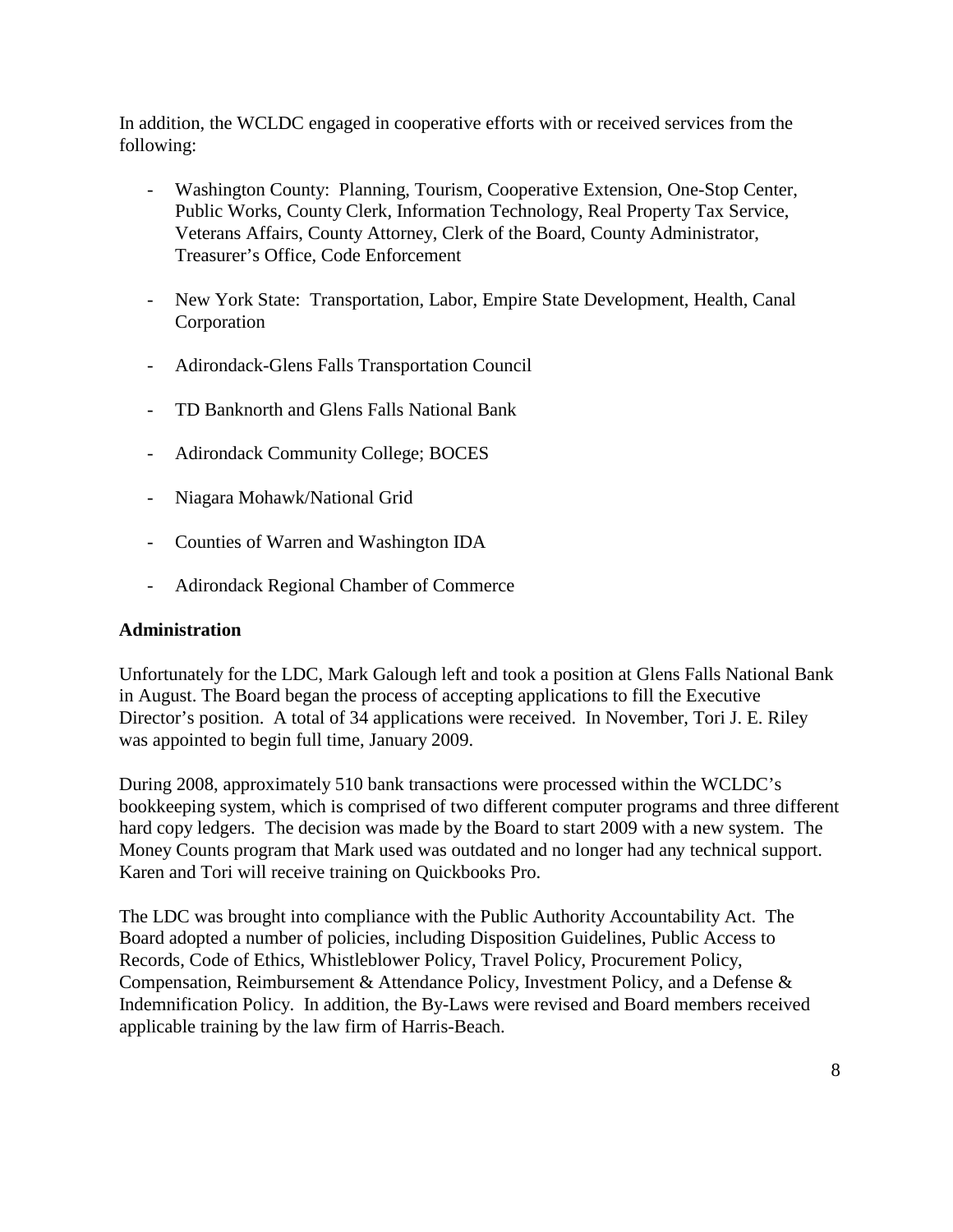In addition, the WCLDC engaged in cooperative efforts with or received services from the following:

- Washington County: Planning, Tourism, Cooperative Extension, One-Stop Center, Public Works, County Clerk, Information Technology, Real Property Tax Service, Veterans Affairs, County Attorney, Clerk of the Board, County Administrator, Treasurer's Office, Code Enforcement
- New York State: Transportation, Labor, Empire State Development, Health, Canal Corporation
- Adirondack-Glens Falls Transportation Council
- TD Banknorth and Glens Falls National Bank
- Adirondack Community College; BOCES
- Niagara Mohawk/National Grid
- Counties of Warren and Washington IDA
- Adirondack Regional Chamber of Commerce

**Administration**

Unfortunately for the LDC, Mark Galough left and took a position at Glens Falls National Bank in August. The Board began the process of accepting applications to fill the Executive Director's position. A total of 34 applications were received. In November, Tori J. E. Riley was appointed to begin full time, January 2009.

During 2008, approximately 510 bank transactions were processed within the WCLDC's bookkeeping system, which is comprised of two different computer programs and three different hard copy ledgers. The decision was made by the Board to start 2009 with a new system. The Money Counts program that Mark used was outdated and no longer had any technical support. Karen and Tori will receive training on Quickbooks Pro.

The LDC was brought into compliance with the Public Authority Accountability Act. The Board adopted a number of policies, including Disposition Guidelines, Public Access to Records, Code of Ethics, Whistleblower Policy, Travel Policy, Procurement Policy, Compensation, Reimbursement & Attendance Policy, Investment Policy, and a Defense & Indemnification Policy. In addition, the By-Laws were revised and Board members received applicable training by the law firm of Harris-Beach.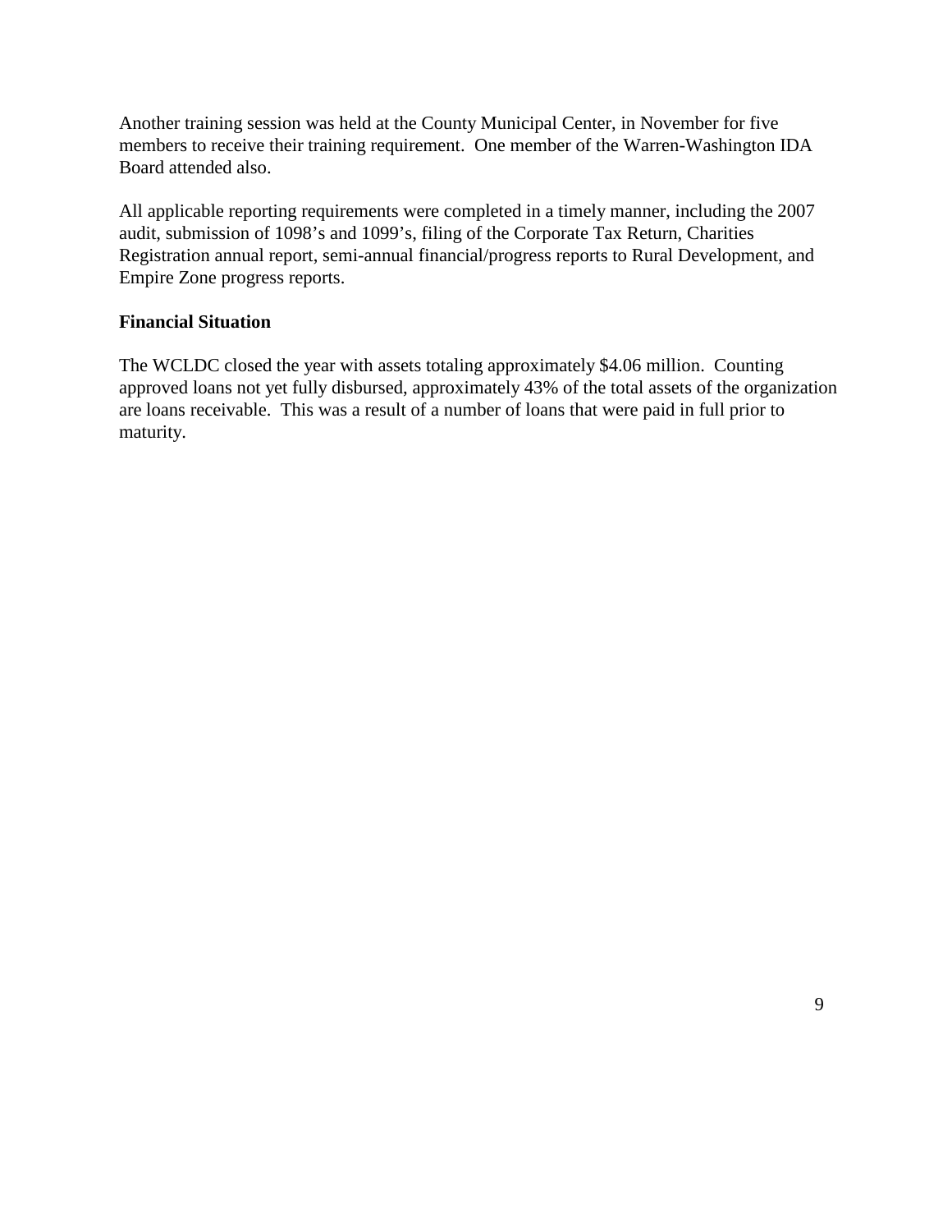Another training session was held at the County Municipal Center, in November for five members to receive their training requirement. One member of the Warren-Washington IDA Board attended also.

All applicable reporting requirements were completed in a timely manner, including the 2007 audit, submission of 1098's and 1099's, filing of the Corporate Tax Return, Charities Registration annual report, semi-annual financial/progress reports to Rural Development, and Empire Zone progress reports.

**Financial Situation**

The WCLDC closed the year with assets totaling approximately $4.06 million. Counting approved loans not yet fully disbursed, approximately 43% of the total assets of the organization are loans receivable. This was a result of a number of loans that were paid in full prior to maturity.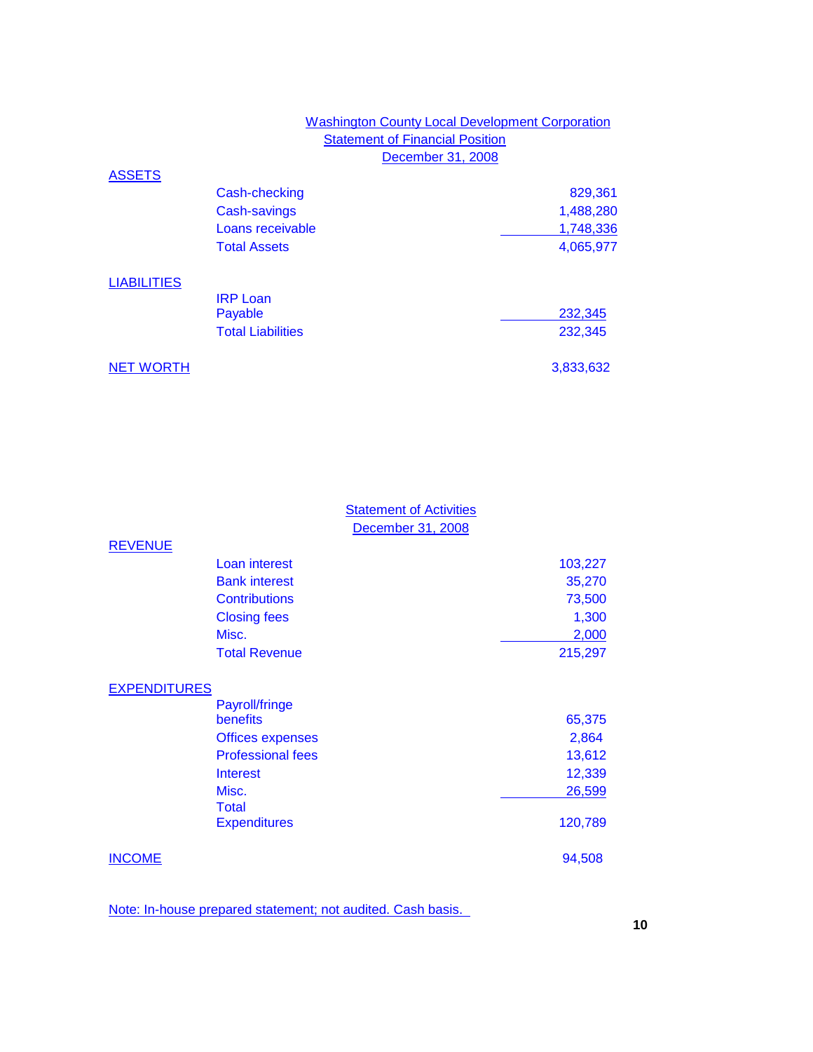## Washington County Local Development Corporation
## Statement of Financial Position
## December 31, 2008

| | | |
|---|---|---|
| **ASSETS** | | |
| | Cash-checking | 829,361 |
| | Cash-savings | 1,488,280 |
| | Loans receivable | 1,748,336 |
| | Total Assets | 4,065,977 |
| **LIABILITIES** | | |
| | IRP Loan Payable | 232,345 |
| | Total Liabilities | 232,345 |
| **NET WORTH** | | 3,833,632 |

## Statement of Activities
## December 31, 2008

| | | |
|---|---|---|
| **REVENUE** | | |
| | Loan interest | 103,227 |
| | Bank interest | 35,270 |
| | Contributions | 73,500 |
| | Closing fees | 1,300 |
| | Misc. | 2,000 |
| | Total Revenue | 215,297 |
| **EXPENDITURES** | | |
| | Payroll/fringe benefits | 65,375 |
| | Offices expenses | 2,864 |
| | Professional fees | 13,612 |
| | Interest | 12,339 |
| | Misc. | 26,599 |
| | Total Expenditures | 120,789 |
| **INCOME** | | 94,508 |

Note: In-house prepared statement; not audited. Cash basis.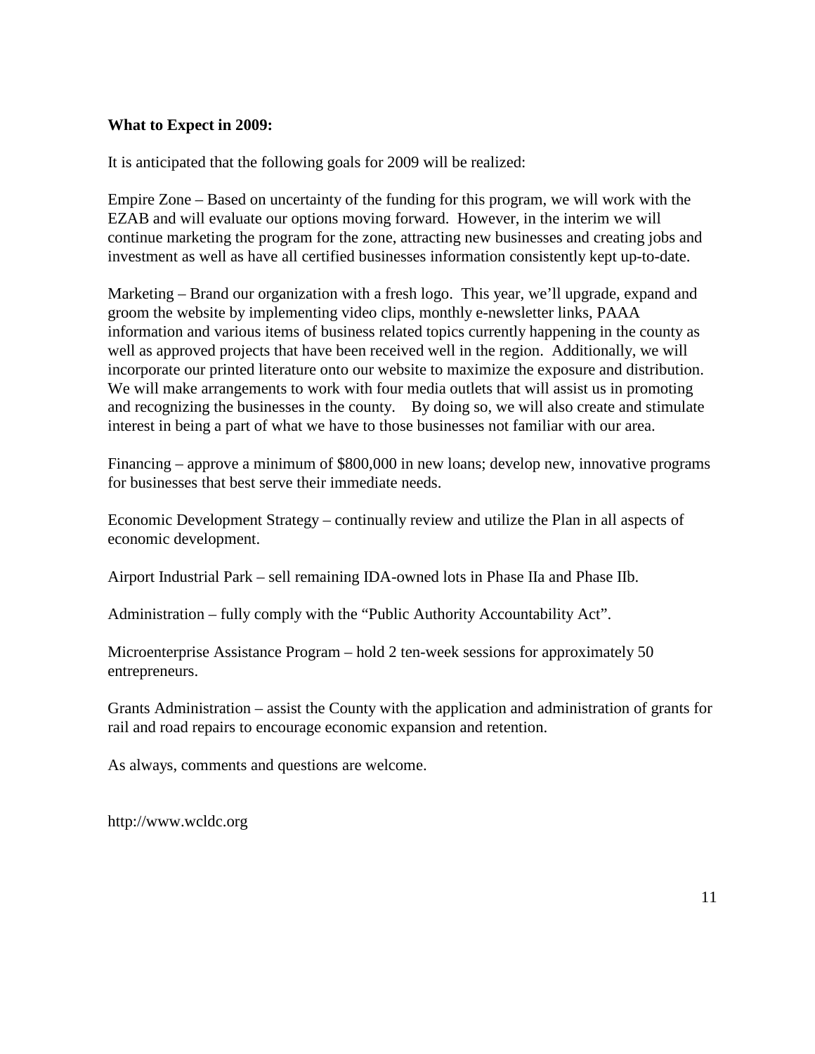**What to Expect in 2009:**

It is anticipated that the following goals for 2009 will be realized:

Empire Zone – Based on uncertainty of the funding for this program, we will work with the EZAB and will evaluate our options moving forward. However, in the interim we will continue marketing the program for the zone, attracting new businesses and creating jobs and investment as well as have all certified businesses information consistently kept up-to-date.

Marketing – Brand our organization with a fresh logo. This year, we'll upgrade, expand and groom the website by implementing video clips, monthly e-newsletter links, PAAA information and various items of business related topics currently happening in the county as well as approved projects that have been received well in the region. Additionally, we will incorporate our printed literature onto our website to maximize the exposure and distribution. We will make arrangements to work with four media outlets that will assist us in promoting and recognizing the businesses in the county. By doing so, we will also create and stimulate interest in being a part of what we have to those businesses not familiar with our area.

Financing – approve a minimum of $800,000 in new loans; develop new, innovative programs for businesses that best serve their immediate needs.

Economic Development Strategy – continually review and utilize the Plan in all aspects of economic development.

Airport Industrial Park – sell remaining IDA-owned lots in Phase IIa and Phase IIb.

Administration – fully comply with the "Public Authority Accountability Act".

Microenterprise Assistance Program – hold 2 ten-week sessions for approximately 50 entrepreneurs.

Grants Administration – assist the County with the application and administration of grants for rail and road repairs to encourage economic expansion and retention.

As always, comments and questions are welcome.

http://www.wcldc.org